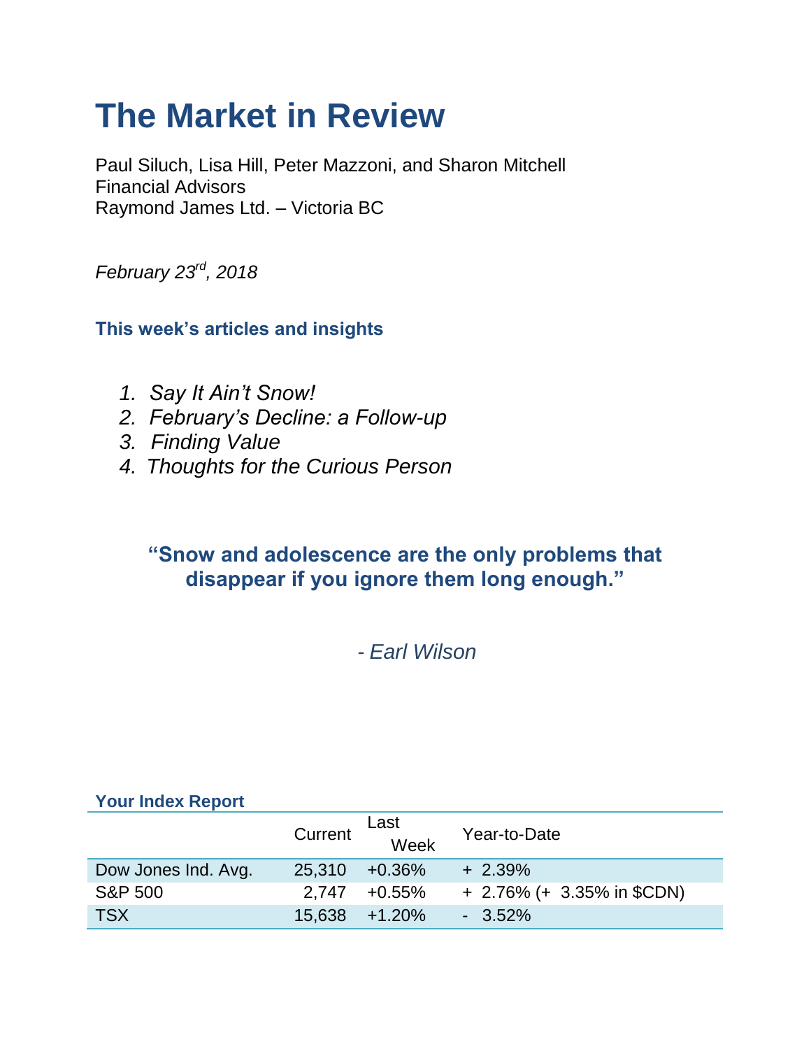# The Market in Review

Paul Siluch, Lisa Hill, Peter Mazzoni, and Sharon Mitchell
Financial Advisors
Raymond James Ltd. – Victoria BC

*February 23rd, 2018*

### This week's articles and insights

1. *Say It Ain't Snow!*
2. *February's Decline: a Follow-up*
3. *Finding Value*
4. *Thoughts for the Curious Person*

**"Snow and adolescence are the only problems that disappear if you ignore them long enough."**

*- Earl Wilson*

### Your Index Report

| | Current | Last Week | Year-to-Date |
|---|---|---|---|
| Dow Jones Ind. Avg. | 25,310 | +0.36% | + 2.39% |
| S&P 500 | 2,747 | +0.55% | + 2.76% (+ 3.35% in $CDN) |
| TSX | 15,638 | +1.20% | - 3.52% |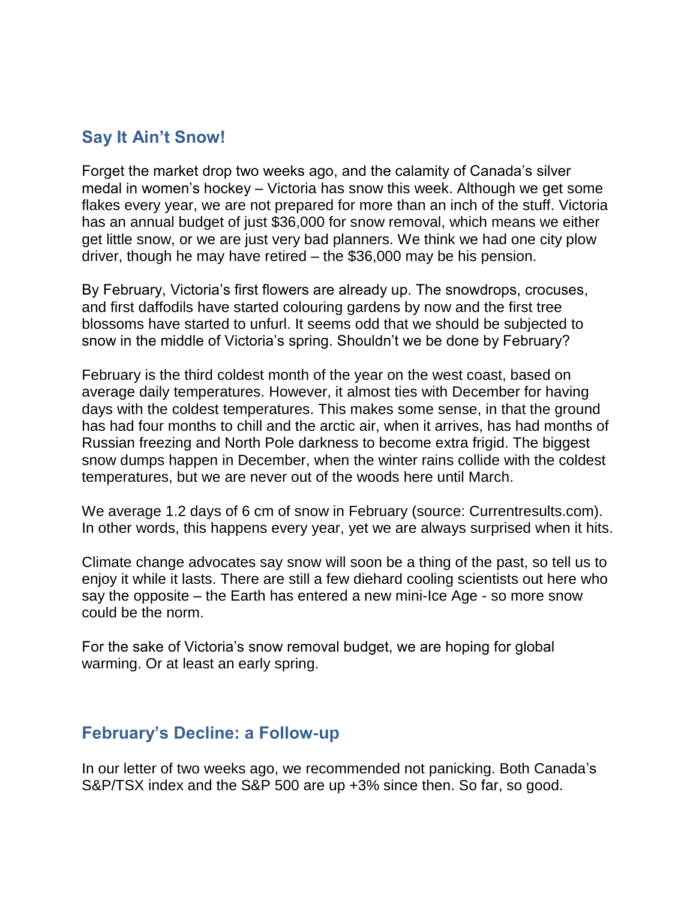## Say It Ain't Snow!

Forget the market drop two weeks ago, and the calamity of Canada's silver medal in women's hockey – Victoria has snow this week. Although we get some flakes every year, we are not prepared for more than an inch of the stuff. Victoria has an annual budget of just $36,000 for snow removal, which means we either get little snow, or we are just very bad planners. We think we had one city plow driver, though he may have retired – the $36,000 may be his pension.

By February, Victoria's first flowers are already up. The snowdrops, crocuses, and first daffodils have started colouring gardens by now and the first tree blossoms have started to unfurl. It seems odd that we should be subjected to snow in the middle of Victoria's spring. Shouldn't we be done by February?

February is the third coldest month of the year on the west coast, based on average daily temperatures. However, it almost ties with December for having days with the coldest temperatures. This makes some sense, in that the ground has had four months to chill and the arctic air, when it arrives, has had months of Russian freezing and North Pole darkness to become extra frigid. The biggest snow dumps happen in December, when the winter rains collide with the coldest temperatures, but we are never out of the woods here until March.

We average 1.2 days of 6 cm of snow in February (source: Currentresults.com). In other words, this happens every year, yet we are always surprised when it hits.

Climate change advocates say snow will soon be a thing of the past, so tell us to enjoy it while it lasts. There are still a few diehard cooling scientists out here who say the opposite – the Earth has entered a new mini-Ice Age - so more snow could be the norm.

For the sake of Victoria's snow removal budget, we are hoping for global warming. Or at least an early spring.

## February's Decline: a Follow-up

In our letter of two weeks ago, we recommended not panicking. Both Canada's S&P/TSX index and the S&P 500 are up +3% since then. So far, so good.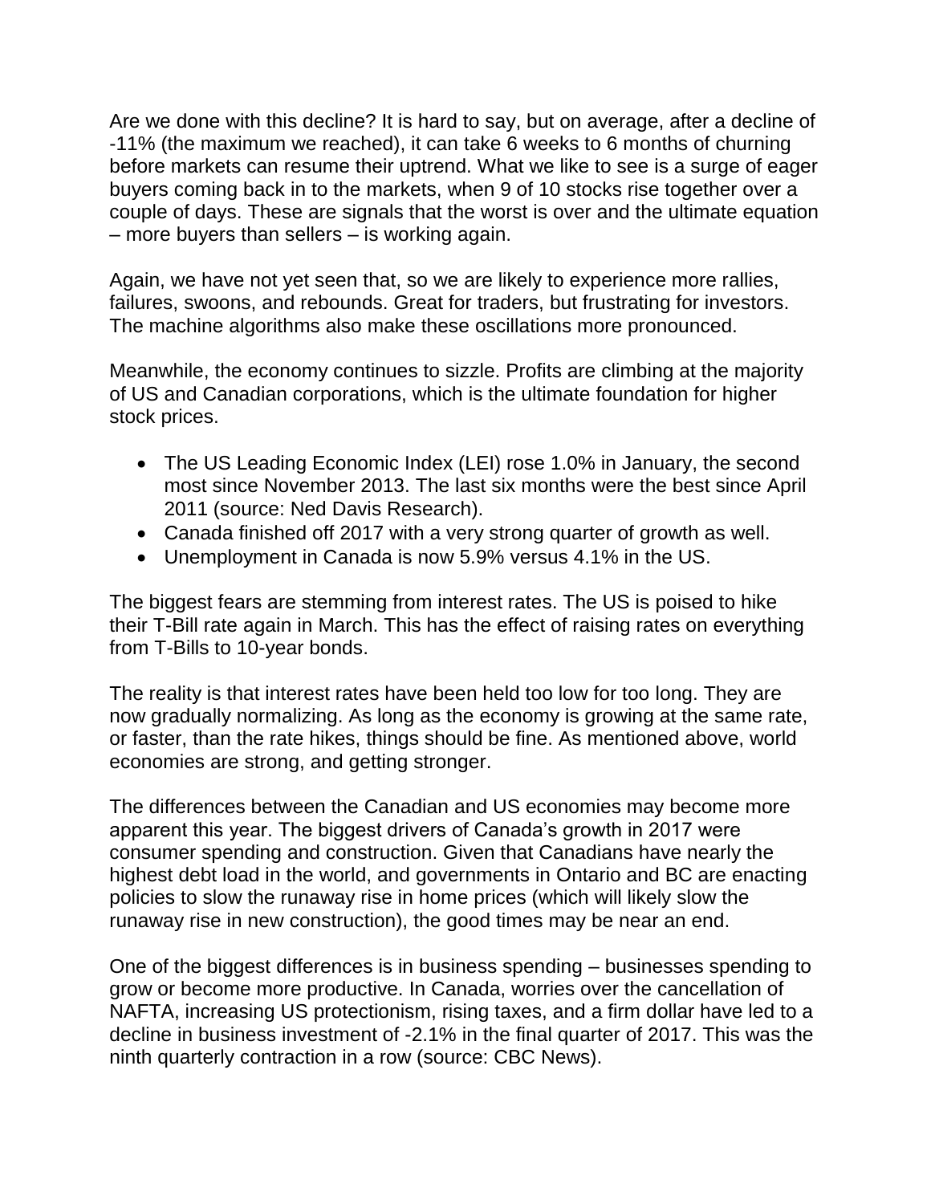Are we done with this decline? It is hard to say, but on average, after a decline of -11% (the maximum we reached), it can take 6 weeks to 6 months of churning before markets can resume their uptrend. What we like to see is a surge of eager buyers coming back in to the markets, when 9 of 10 stocks rise together over a couple of days. These are signals that the worst is over and the ultimate equation – more buyers than sellers – is working again.

Again, we have not yet seen that, so we are likely to experience more rallies, failures, swoons, and rebounds. Great for traders, but frustrating for investors. The machine algorithms also make these oscillations more pronounced.

Meanwhile, the economy continues to sizzle. Profits are climbing at the majority of US and Canadian corporations, which is the ultimate foundation for higher stock prices.

- The US Leading Economic Index (LEI) rose 1.0% in January, the second most since November 2013. The last six months were the best since April 2011 (source: Ned Davis Research).
- Canada finished off 2017 with a very strong quarter of growth as well.
- Unemployment in Canada is now 5.9% versus 4.1% in the US.

The biggest fears are stemming from interest rates. The US is poised to hike their T-Bill rate again in March. This has the effect of raising rates on everything from T-Bills to 10-year bonds.

The reality is that interest rates have been held too low for too long. They are now gradually normalizing. As long as the economy is growing at the same rate, or faster, than the rate hikes, things should be fine. As mentioned above, world economies are strong, and getting stronger.

The differences between the Canadian and US economies may become more apparent this year. The biggest drivers of Canada's growth in 2017 were consumer spending and construction. Given that Canadians have nearly the highest debt load in the world, and governments in Ontario and BC are enacting policies to slow the runaway rise in home prices (which will likely slow the runaway rise in new construction), the good times may be near an end.

One of the biggest differences is in business spending – businesses spending to grow or become more productive. In Canada, worries over the cancellation of NAFTA, increasing US protectionism, rising taxes, and a firm dollar have led to a decline in business investment of -2.1% in the final quarter of 2017. This was the ninth quarterly contraction in a row (source: CBC News).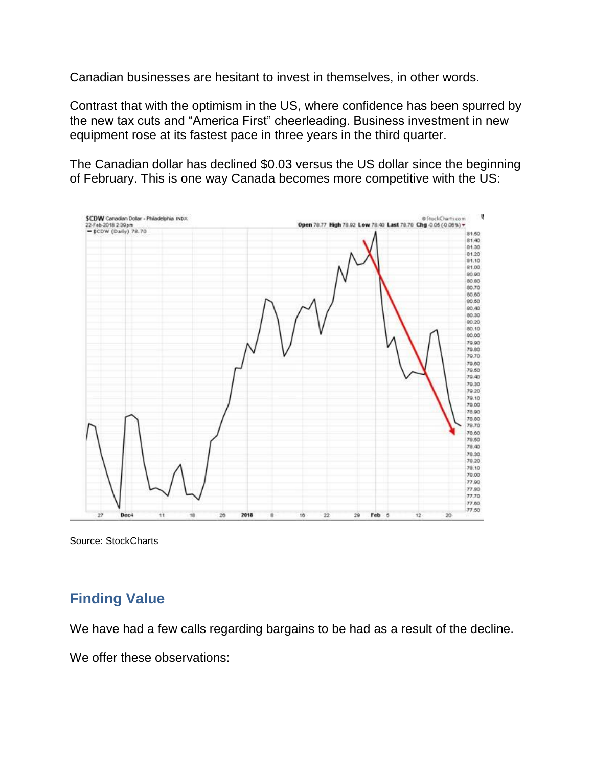Canadian businesses are hesitant to invest in themselves, in other words.

Contrast that with the optimism in the US, where confidence has been spurred by the new tax cuts and “America First” cheerleading. Business investment in new equipment rose at its fastest pace in three years in the third quarter.

The Canadian dollar has declined $0.03 versus the US dollar since the beginning of February. This is one way Canada becomes more competitive with the US:

Source: StockCharts

## Finding Value

We have had a few calls regarding bargains to be had as a result of the decline.

We offer these observations: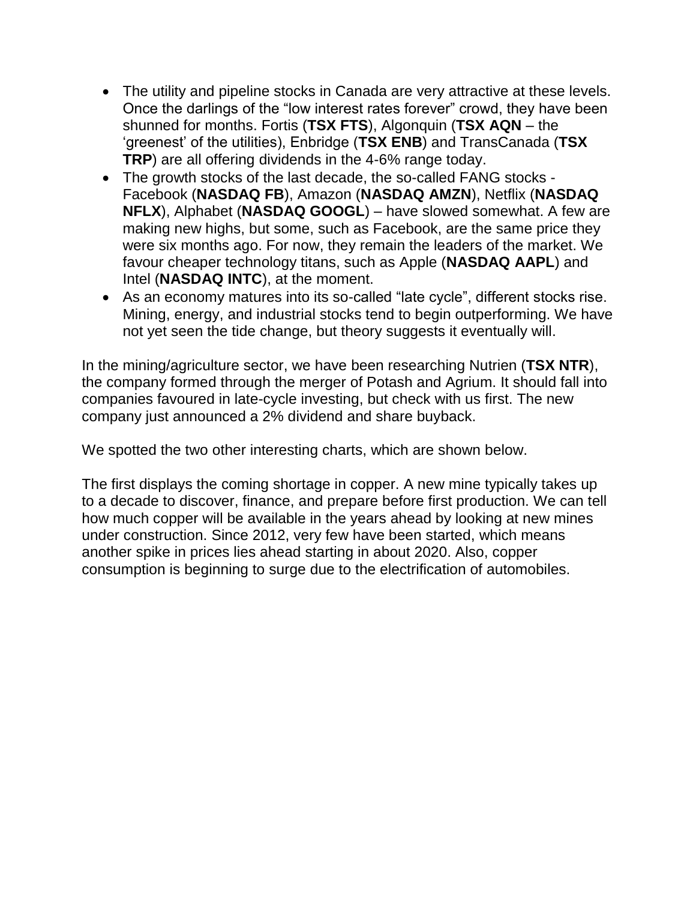- The utility and pipeline stocks in Canada are very attractive at these levels. Once the darlings of the "low interest rates forever" crowd, they have been shunned for months. Fortis (**TSX FTS**), Algonquin (**TSX AQN** – the 'greenest' of the utilities), Enbridge (**TSX ENB**) and TransCanada (**TSX TRP**) are all offering dividends in the 4-6% range today.
- The growth stocks of the last decade, the so-called FANG stocks - Facebook (**NASDAQ FB**), Amazon (**NASDAQ AMZN**), Netflix (**NASDAQ NFLX**), Alphabet (**NASDAQ GOOGL**) – have slowed somewhat. A few are making new highs, but some, such as Facebook, are the same price they were six months ago. For now, they remain the leaders of the market. We favour cheaper technology titans, such as Apple (**NASDAQ AAPL**) and Intel (**NASDAQ INTC**), at the moment.
- As an economy matures into its so-called "late cycle", different stocks rise. Mining, energy, and industrial stocks tend to begin outperforming. We have not yet seen the tide change, but theory suggests it eventually will.

In the mining/agriculture sector, we have been researching Nutrien (**TSX NTR**), the company formed through the merger of Potash and Agrium. It should fall into companies favoured in late-cycle investing, but check with us first. The new company just announced a 2% dividend and share buyback.

We spotted the two other interesting charts, which are shown below.

The first displays the coming shortage in copper. A new mine typically takes up to a decade to discover, finance, and prepare before first production. We can tell how much copper will be available in the years ahead by looking at new mines under construction. Since 2012, very few have been started, which means another spike in prices lies ahead starting in about 2020. Also, copper consumption is beginning to surge due to the electrification of automobiles.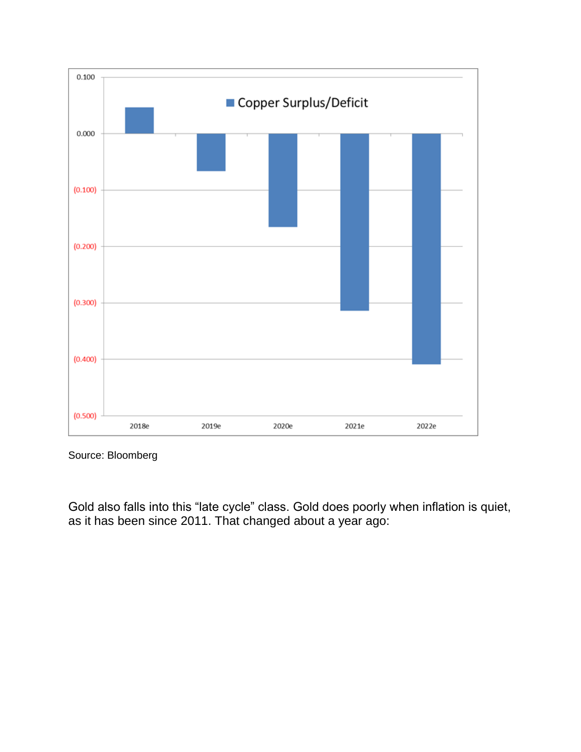**Copper Surplus/Deficit**

Source: Bloomberg

Gold also falls into this “late cycle” class. Gold does poorly when inflation is quiet, as it has been since 2011. That changed about a year ago: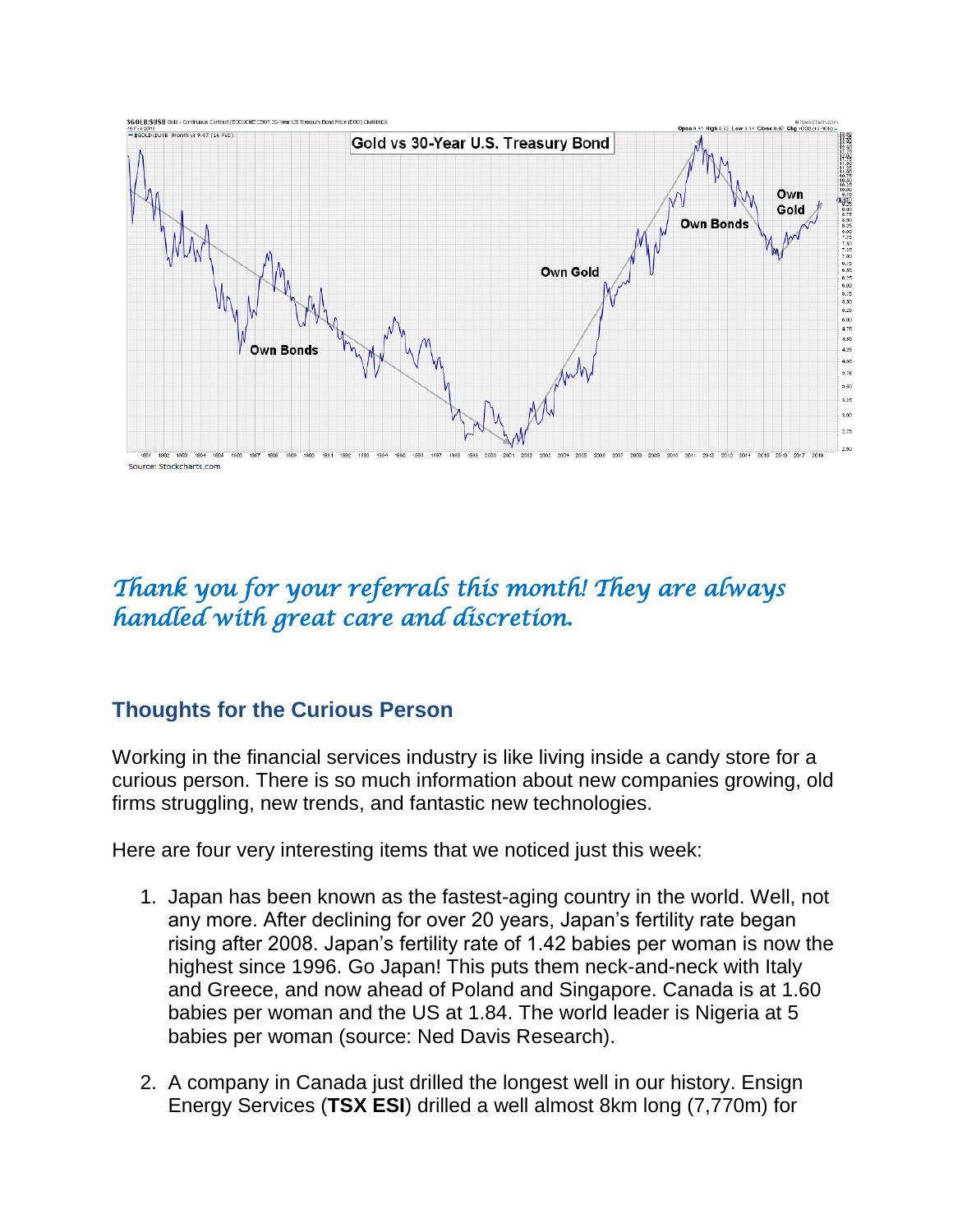Source: Stockcharts.com

*Thank you for your referrals this month! They are always handled with great care and discretion.*

## Thoughts for the Curious Person

Working in the financial services industry is like living inside a candy store for a curious person. There is so much information about new companies growing, old firms struggling, new trends, and fantastic new technologies.

Here are four very interesting items that we noticed just this week:

1. Japan has been known as the fastest-aging country in the world. Well, not any more. After declining for over 20 years, Japan's fertility rate began rising after 2008. Japan's fertility rate of 1.42 babies per woman is now the highest since 1996. Go Japan! This puts them neck-and-neck with Italy and Greece, and now ahead of Poland and Singapore. Canada is at 1.60 babies per woman and the US at 1.84. The world leader is Nigeria at 5 babies per woman (source: Ned Davis Research).

2. A company in Canada just drilled the longest well in our history. Ensign Energy Services (**TSX ESI**) drilled a well almost 8km long (7,770m) for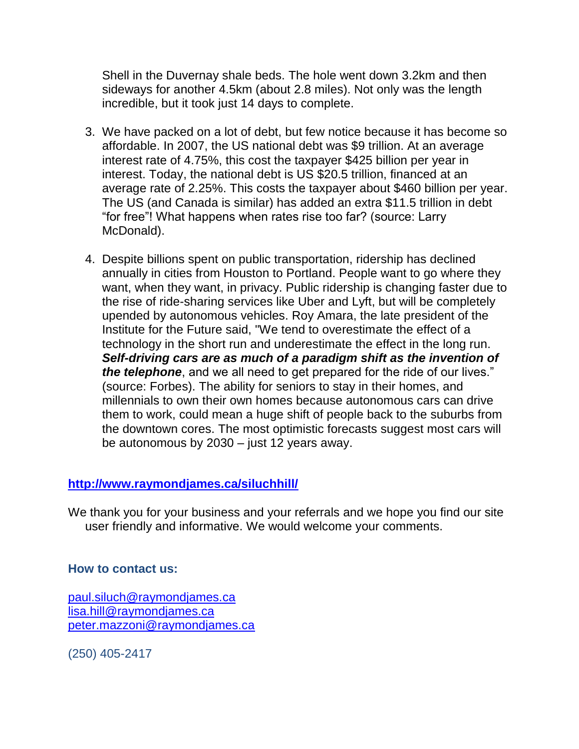Shell in the Duvernay shale beds. The hole went down 3.2km and then sideways for another 4.5km (about 2.8 miles). Not only was the length incredible, but it took just 14 days to complete.

3. We have packed on a lot of debt, but few notice because it has become so affordable. In 2007, the US national debt was $9 trillion. At an average interest rate of 4.75%, this cost the taxpayer $425 billion per year in interest. Today, the national debt is US $20.5 trillion, financed at an average rate of 2.25%. This costs the taxpayer about $460 billion per year. The US (and Canada is similar) has added an extra $11.5 trillion in debt "for free"! What happens when rates rise too far? (source: Larry McDonald).

4. Despite billions spent on public transportation, ridership has declined annually in cities from Houston to Portland. People want to go where they want, when they want, in privacy. Public ridership is changing faster due to the rise of ride-sharing services like Uber and Lyft, but will be completely upended by autonomous vehicles. Roy Amara, the late president of the Institute for the Future said, "We tend to overestimate the effect of a technology in the short run and underestimate the effect in the long run. ***Self-driving cars are as much of a paradigm shift as the invention of the telephone***, and we all need to get prepared for the ride of our lives." (source: Forbes). The ability for seniors to stay in their homes, and millennials to own their own homes because autonomous cars can drive them to work, could mean a huge shift of people back to the suburbs from the downtown cores. The most optimistic forecasts suggest most cars will be autonomous by 2030 – just 12 years away.

**http://www.raymondjames.ca/siluchhill/**

We thank you for your business and your referrals and we hope you find our site user friendly and informative. We would welcome your comments.

**How to contact us:**

paul.siluch@raymondjames.ca
lisa.hill@raymondjames.ca
peter.mazzoni@raymondjames.ca

(250) 405-2417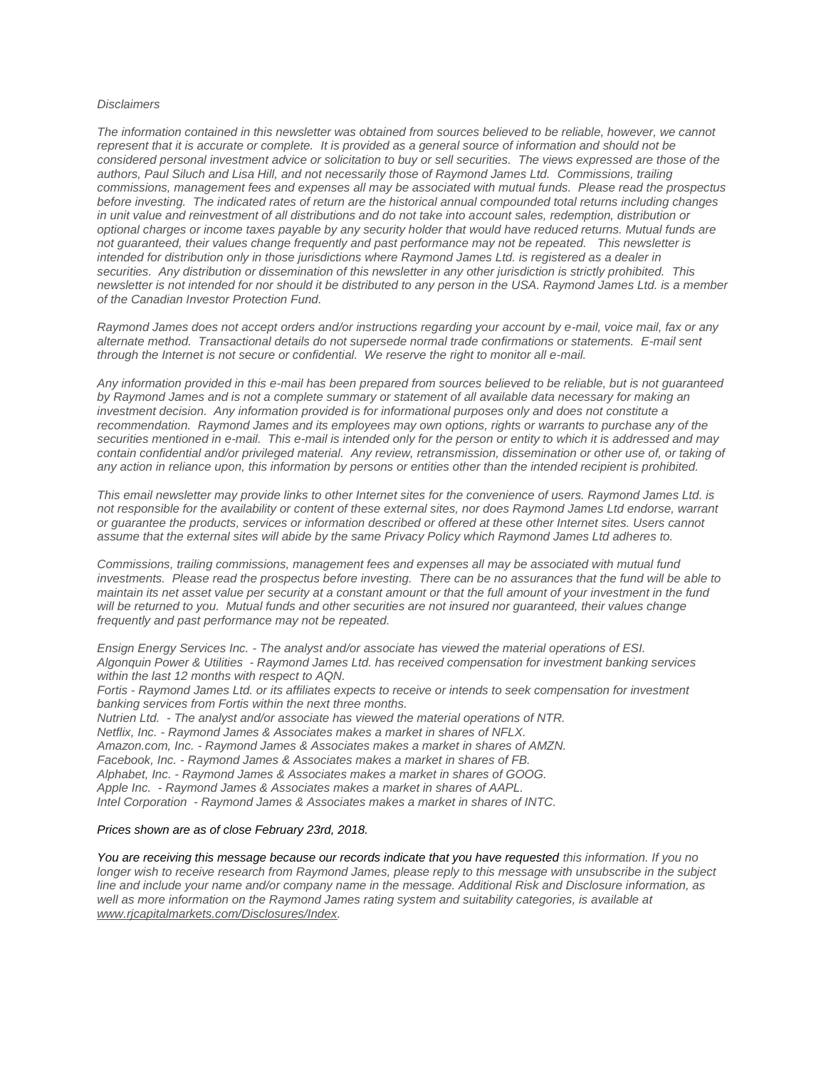*Disclaimers*

*The information contained in this newsletter was obtained from sources believed to be reliable, however, we cannot represent that it is accurate or complete. It is provided as a general source of information and should not be considered personal investment advice or solicitation to buy or sell securities. The views expressed are those of the authors, Paul Siluch and Lisa Hill, and not necessarily those of Raymond James Ltd. Commissions, trailing commissions, management fees and expenses all may be associated with mutual funds. Please read the prospectus before investing. The indicated rates of return are the historical annual compounded total returns including changes in unit value and reinvestment of all distributions and do not take into account sales, redemption, distribution or optional charges or income taxes payable by any security holder that would have reduced returns. Mutual funds are not guaranteed, their values change frequently and past performance may not be repeated. This newsletter is intended for distribution only in those jurisdictions where Raymond James Ltd. is registered as a dealer in securities. Any distribution or dissemination of this newsletter in any other jurisdiction is strictly prohibited. This newsletter is not intended for nor should it be distributed to any person in the USA. Raymond James Ltd. is a member of the Canadian Investor Protection Fund.*

*Raymond James does not accept orders and/or instructions regarding your account by e-mail, voice mail, fax or any alternate method. Transactional details do not supersede normal trade confirmations or statements. E-mail sent through the Internet is not secure or confidential. We reserve the right to monitor all e-mail.*

*Any information provided in this e-mail has been prepared from sources believed to be reliable, but is not guaranteed by Raymond James and is not a complete summary or statement of all available data necessary for making an investment decision. Any information provided is for informational purposes only and does not constitute a recommendation. Raymond James and its employees may own options, rights or warrants to purchase any of the securities mentioned in e-mail. This e-mail is intended only for the person or entity to which it is addressed and may contain confidential and/or privileged material. Any review, retransmission, dissemination or other use of, or taking of any action in reliance upon, this information by persons or entities other than the intended recipient is prohibited.*

*This email newsletter may provide links to other Internet sites for the convenience of users. Raymond James Ltd. is not responsible for the availability or content of these external sites, nor does Raymond James Ltd endorse, warrant or guarantee the products, services or information described or offered at these other Internet sites. Users cannot assume that the external sites will abide by the same Privacy Policy which Raymond James Ltd adheres to.*

*Commissions, trailing commissions, management fees and expenses all may be associated with mutual fund investments. Please read the prospectus before investing. There can be no assurances that the fund will be able to maintain its net asset value per security at a constant amount or that the full amount of your investment in the fund will be returned to you. Mutual funds and other securities are not insured nor guaranteed, their values change frequently and past performance may not be repeated.*

*Ensign Energy Services Inc. - The analyst and/or associate has viewed the material operations of ESI.*
*Algonquin Power & Utilities - Raymond James Ltd. has received compensation for investment banking services within the last 12 months with respect to AQN.*
*Fortis - Raymond James Ltd. or its affiliates expects to receive or intends to seek compensation for investment banking services from Fortis within the next three months.*
*Nutrien Ltd. - The analyst and/or associate has viewed the material operations of NTR.*
*Netflix, Inc. - Raymond James & Associates makes a market in shares of NFLX.*
*Amazon.com, Inc. - Raymond James & Associates makes a market in shares of AMZN.*
*Facebook, Inc. - Raymond James & Associates makes a market in shares of FB.*
*Alphabet, Inc. - Raymond James & Associates makes a market in shares of GOOG.*
*Apple Inc. - Raymond James & Associates makes a market in shares of AAPL.*
*Intel Corporation - Raymond James & Associates makes a market in shares of INTC.*

*Prices shown are as of close February 23rd, 2018.*

*You are receiving this message because our records indicate that you have requested this information. If you no longer wish to receive research from Raymond James, please reply to this message with unsubscribe in the subject line and include your name and/or company name in the message. Additional Risk and Disclosure information, as well as more information on the Raymond James rating system and suitability categories, is available at www.rjcapitalmarkets.com/Disclosures/Index.*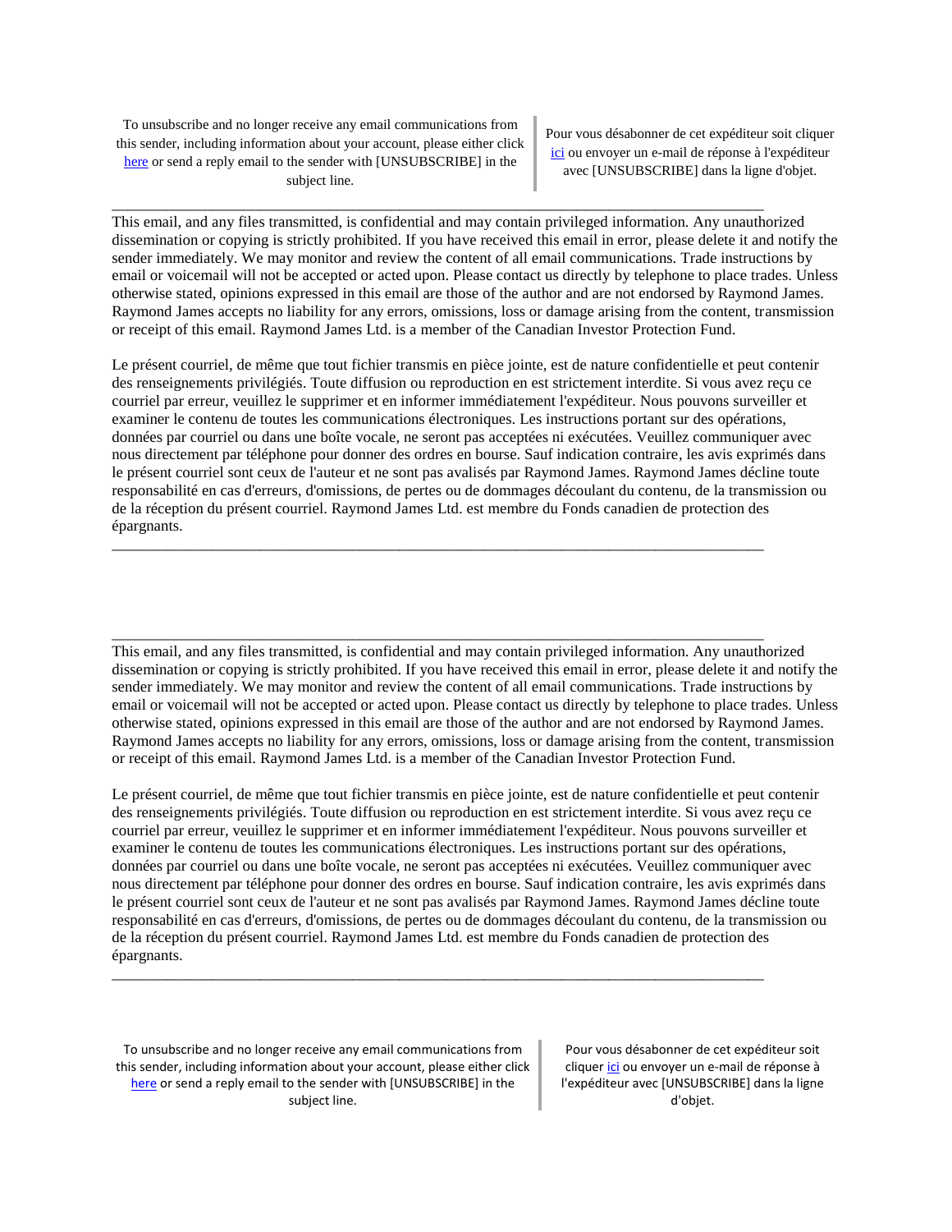To unsubscribe and no longer receive any email communications from this sender, including information about your account, please either click here or send a reply email to the sender with [UNSUBSCRIBE] in the subject line.

Pour vous désabonner de cet expéditeur soit cliquer ici ou envoyer un e-mail de réponse à l'expéditeur avec [UNSUBSCRIBE] dans la ligne d'objet.

---

This email, and any files transmitted, is confidential and may contain privileged information. Any unauthorized dissemination or copying is strictly prohibited. If you have received this email in error, please delete it and notify the sender immediately. We may monitor and review the content of all email communications. Trade instructions by email or voicemail will not be accepted or acted upon. Please contact us directly by telephone to place trades. Unless otherwise stated, opinions expressed in this email are those of the author and are not endorsed by Raymond James. Raymond James accepts no liability for any errors, omissions, loss or damage arising from the content, transmission or receipt of this email. Raymond James Ltd. is a member of the Canadian Investor Protection Fund.

Le présent courriel, de même que tout fichier transmis en pièce jointe, est de nature confidentielle et peut contenir des renseignements privilégiés. Toute diffusion ou reproduction en est strictement interdite. Si vous avez reçu ce courriel par erreur, veuillez le supprimer et en informer immédiatement l'expéditeur. Nous pouvons surveiller et examiner le contenu de toutes les communications électroniques. Les instructions portant sur des opérations, données par courriel ou dans une boîte vocale, ne seront pas acceptées ni exécutées. Veuillez communiquer avec nous directement par téléphone pour donner des ordres en bourse. Sauf indication contraire, les avis exprimés dans le présent courriel sont ceux de l'auteur et ne sont pas avalisés par Raymond James. Raymond James décline toute responsabilité en cas d'erreurs, d'omissions, de pertes ou de dommages découlant du contenu, de la transmission ou de la réception du présent courriel. Raymond James Ltd. est membre du Fonds canadien de protection des épargnants.

---

---

This email, and any files transmitted, is confidential and may contain privileged information. Any unauthorized dissemination or copying is strictly prohibited. If you have received this email in error, please delete it and notify the sender immediately. We may monitor and review the content of all email communications. Trade instructions by email or voicemail will not be accepted or acted upon. Please contact us directly by telephone to place trades. Unless otherwise stated, opinions expressed in this email are those of the author and are not endorsed by Raymond James. Raymond James accepts no liability for any errors, omissions, loss or damage arising from the content, transmission or receipt of this email. Raymond James Ltd. is a member of the Canadian Investor Protection Fund.

Le présent courriel, de même que tout fichier transmis en pièce jointe, est de nature confidentielle et peut contenir des renseignements privilégiés. Toute diffusion ou reproduction en est strictement interdite. Si vous avez reçu ce courriel par erreur, veuillez le supprimer et en informer immédiatement l'expéditeur. Nous pouvons surveiller et examiner le contenu de toutes les communications électroniques. Les instructions portant sur des opérations, données par courriel ou dans une boîte vocale, ne seront pas acceptées ni exécutées. Veuillez communiquer avec nous directement par téléphone pour donner des ordres en bourse. Sauf indication contraire, les avis exprimés dans le présent courriel sont ceux de l'auteur et ne sont pas avalisés par Raymond James. Raymond James décline toute responsabilité en cas d'erreurs, d'omissions, de pertes ou de dommages découlant du contenu, de la transmission ou de la réception du présent courriel. Raymond James Ltd. est membre du Fonds canadien de protection des épargnants.

---

To unsubscribe and no longer receive any email communications from this sender, including information about your account, please either click here or send a reply email to the sender with [UNSUBSCRIBE] in the subject line.

Pour vous désabonner de cet expéditeur soit cliquer ici ou envoyer un e-mail de réponse à l'expéditeur avec [UNSUBSCRIBE] dans la ligne d'objet.